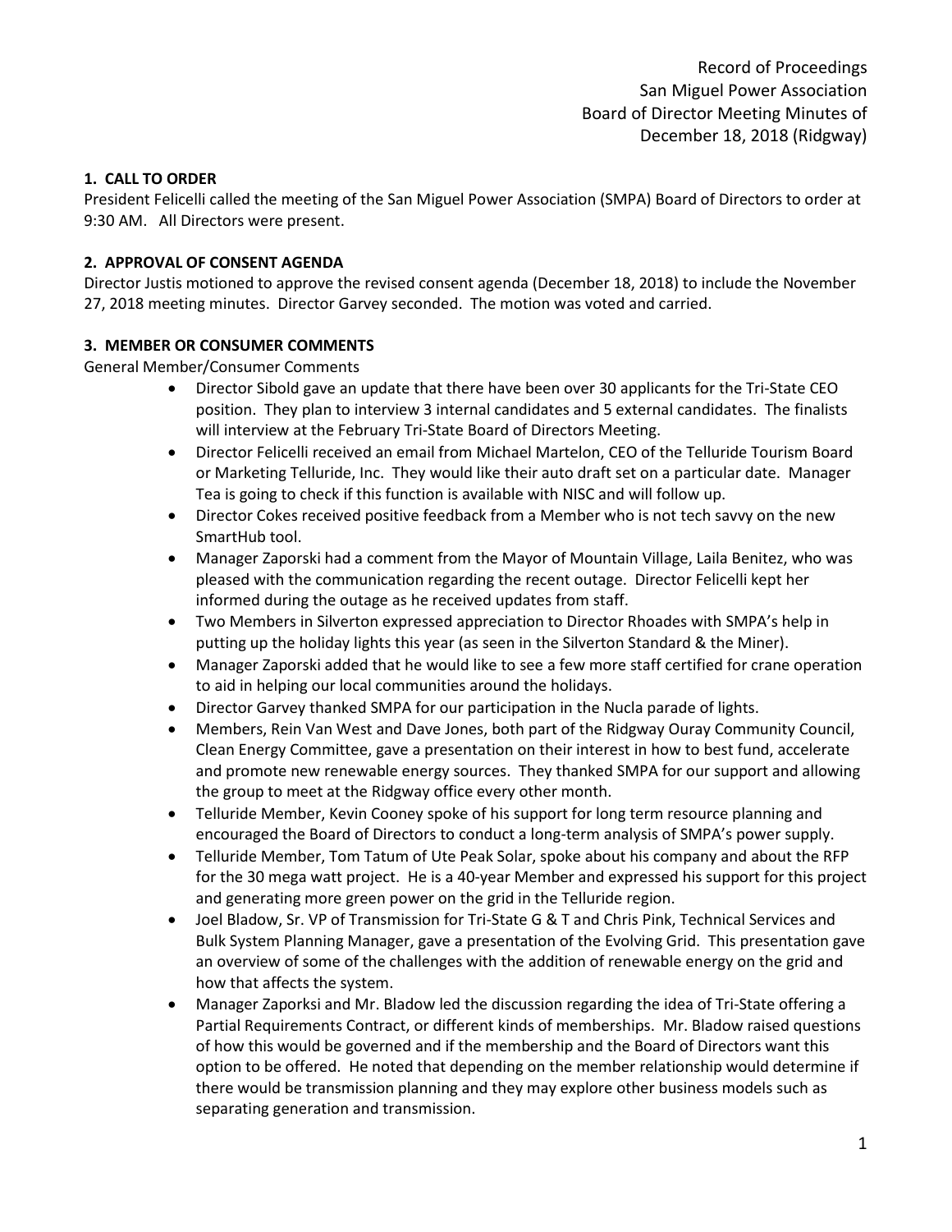Record of Proceedings
San Miguel Power Association
Board of Director Meeting Minutes of
December 18, 2018 (Ridgway)

**1. CALL TO ORDER**

President Felicelli called the meeting of the San Miguel Power Association (SMPA) Board of Directors to order at 9:30 AM. All Directors were present.

**2. APPROVAL OF CONSENT AGENDA**

Director Justis motioned to approve the revised consent agenda (December 18, 2018) to include the November 27, 2018 meeting minutes. Director Garvey seconded. The motion was voted and carried.

**3. MEMBER OR CONSUMER COMMENTS**

General Member/Consumer Comments

- Director Sibold gave an update that there have been over 30 applicants for the Tri-State CEO position. They plan to interview 3 internal candidates and 5 external candidates. The finalists will interview at the February Tri-State Board of Directors Meeting.
- Director Felicelli received an email from Michael Martelon, CEO of the Telluride Tourism Board or Marketing Telluride, Inc. They would like their auto draft set on a particular date. Manager Tea is going to check if this function is available with NISC and will follow up.
- Director Cokes received positive feedback from a Member who is not tech savvy on the new SmartHub tool.
- Manager Zaporski had a comment from the Mayor of Mountain Village, Laila Benitez, who was pleased with the communication regarding the recent outage. Director Felicelli kept her informed during the outage as he received updates from staff.
- Two Members in Silverton expressed appreciation to Director Rhoades with SMPA's help in putting up the holiday lights this year (as seen in the Silverton Standard & the Miner).
- Manager Zaporski added that he would like to see a few more staff certified for crane operation to aid in helping our local communities around the holidays.
- Director Garvey thanked SMPA for our participation in the Nucla parade of lights.
- Members, Rein Van West and Dave Jones, both part of the Ridgway Ouray Community Council, Clean Energy Committee, gave a presentation on their interest in how to best fund, accelerate and promote new renewable energy sources. They thanked SMPA for our support and allowing the group to meet at the Ridgway office every other month.
- Telluride Member, Kevin Cooney spoke of his support for long term resource planning and encouraged the Board of Directors to conduct a long-term analysis of SMPA's power supply.
- Telluride Member, Tom Tatum of Ute Peak Solar, spoke about his company and about the RFP for the 30 mega watt project. He is a 40-year Member and expressed his support for this project and generating more green power on the grid in the Telluride region.
- Joel Bladow, Sr. VP of Transmission for Tri-State G & T and Chris Pink, Technical Services and Bulk System Planning Manager, gave a presentation of the Evolving Grid. This presentation gave an overview of some of the challenges with the addition of renewable energy on the grid and how that affects the system.
- Manager Zaporksi and Mr. Bladow led the discussion regarding the idea of Tri-State offering a Partial Requirements Contract, or different kinds of memberships. Mr. Bladow raised questions of how this would be governed and if the membership and the Board of Directors want this option to be offered. He noted that depending on the member relationship would determine if there would be transmission planning and they may explore other business models such as separating generation and transmission.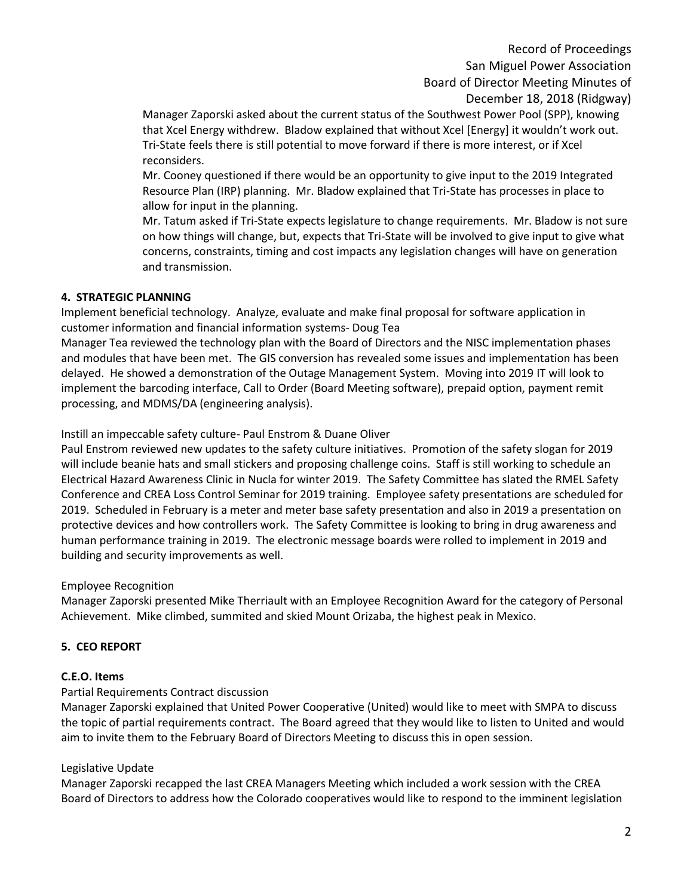Manager Zaporski asked about the current status of the Southwest Power Pool (SPP), knowing that Xcel Energy withdrew. Bladow explained that without Xcel [Energy] it wouldn't work out. Tri-State feels there is still potential to move forward if there is more interest, or if Xcel reconsiders.

Mr. Cooney questioned if there would be an opportunity to give input to the 2019 Integrated Resource Plan (IRP) planning. Mr. Bladow explained that Tri-State has processes in place to allow for input in the planning.

Mr. Tatum asked if Tri-State expects legislature to change requirements. Mr. Bladow is not sure on how things will change, but, expects that Tri-State will be involved to give input to give what concerns, constraints, timing and cost impacts any legislation changes will have on generation and transmission.

**4. STRATEGIC PLANNING**

Implement beneficial technology. Analyze, evaluate and make final proposal for software application in customer information and financial information systems- Doug Tea

Manager Tea reviewed the technology plan with the Board of Directors and the NISC implementation phases and modules that have been met. The GIS conversion has revealed some issues and implementation has been delayed. He showed a demonstration of the Outage Management System. Moving into 2019 IT will look to implement the barcoding interface, Call to Order (Board Meeting software), prepaid option, payment remit processing, and MDMS/DA (engineering analysis).

Instill an impeccable safety culture- Paul Enstrom & Duane Oliver

Paul Enstrom reviewed new updates to the safety culture initiatives. Promotion of the safety slogan for 2019 will include beanie hats and small stickers and proposing challenge coins. Staff is still working to schedule an Electrical Hazard Awareness Clinic in Nucla for winter 2019. The Safety Committee has slated the RMEL Safety Conference and CREA Loss Control Seminar for 2019 training. Employee safety presentations are scheduled for 2019. Scheduled in February is a meter and meter base safety presentation and also in 2019 a presentation on protective devices and how controllers work. The Safety Committee is looking to bring in drug awareness and human performance training in 2019. The electronic message boards were rolled to implement in 2019 and building and security improvements as well.

Employee Recognition

Manager Zaporski presented Mike Therriault with an Employee Recognition Award for the category of Personal Achievement. Mike climbed, summited and skied Mount Orizaba, the highest peak in Mexico.

**5. CEO REPORT**

**C.E.O. Items**

Partial Requirements Contract discussion

Manager Zaporski explained that United Power Cooperative (United) would like to meet with SMPA to discuss the topic of partial requirements contract. The Board agreed that they would like to listen to United and would aim to invite them to the February Board of Directors Meeting to discuss this in open session.

Legislative Update

Manager Zaporski recapped the last CREA Managers Meeting which included a work session with the CREA Board of Directors to address how the Colorado cooperatives would like to respond to the imminent legislation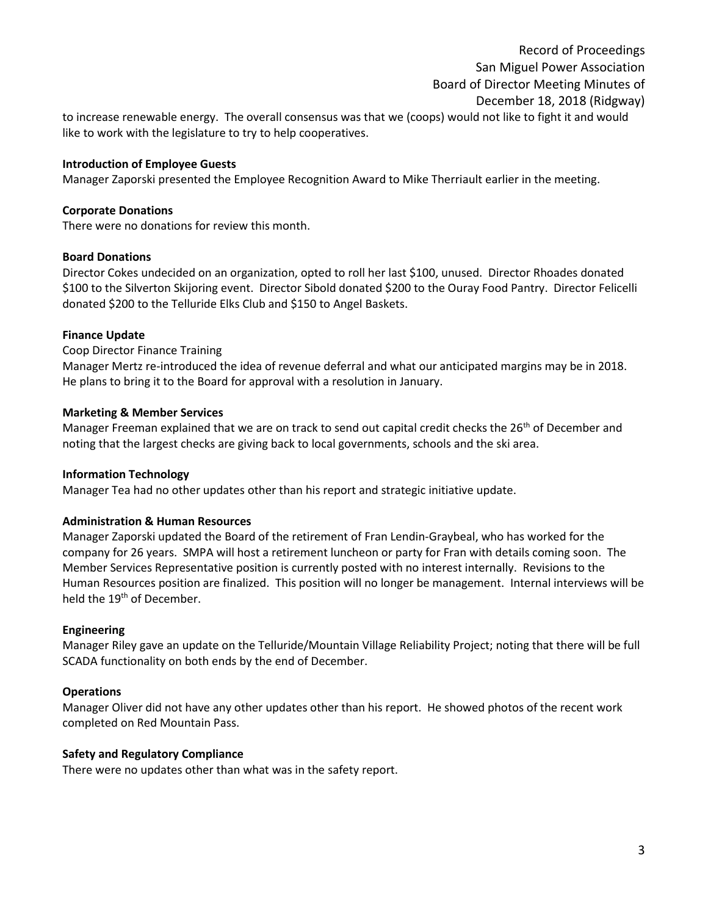to increase renewable energy. The overall consensus was that we (coops) would not like to fight it and would like to work with the legislature to try to help cooperatives.

**Introduction of Employee Guests**

Manager Zaporski presented the Employee Recognition Award to Mike Therriault earlier in the meeting.

**Corporate Donations**

There were no donations for review this month.

**Board Donations**

Director Cokes undecided on an organization, opted to roll her last $100, unused. Director Rhoades donated $100 to the Silverton Skijoring event. Director Sibold donated $200 to the Ouray Food Pantry. Director Felicelli donated $200 to the Telluride Elks Club and $150 to Angel Baskets.

**Finance Update**

Coop Director Finance Training

Manager Mertz re-introduced the idea of revenue deferral and what our anticipated margins may be in 2018. He plans to bring it to the Board for approval with a resolution in January.

**Marketing & Member Services**

Manager Freeman explained that we are on track to send out capital credit checks the 26th of December and noting that the largest checks are giving back to local governments, schools and the ski area.

**Information Technology**

Manager Tea had no other updates other than his report and strategic initiative update.

**Administration & Human Resources**

Manager Zaporski updated the Board of the retirement of Fran Lendin-Graybeal, who has worked for the company for 26 years. SMPA will host a retirement luncheon or party for Fran with details coming soon. The Member Services Representative position is currently posted with no interest internally. Revisions to the Human Resources position are finalized. This position will no longer be management. Internal interviews will be held the 19th of December.

**Engineering**

Manager Riley gave an update on the Telluride/Mountain Village Reliability Project; noting that there will be full SCADA functionality on both ends by the end of December.

**Operations**

Manager Oliver did not have any other updates other than his report. He showed photos of the recent work completed on Red Mountain Pass.

**Safety and Regulatory Compliance**

There were no updates other than what was in the safety report.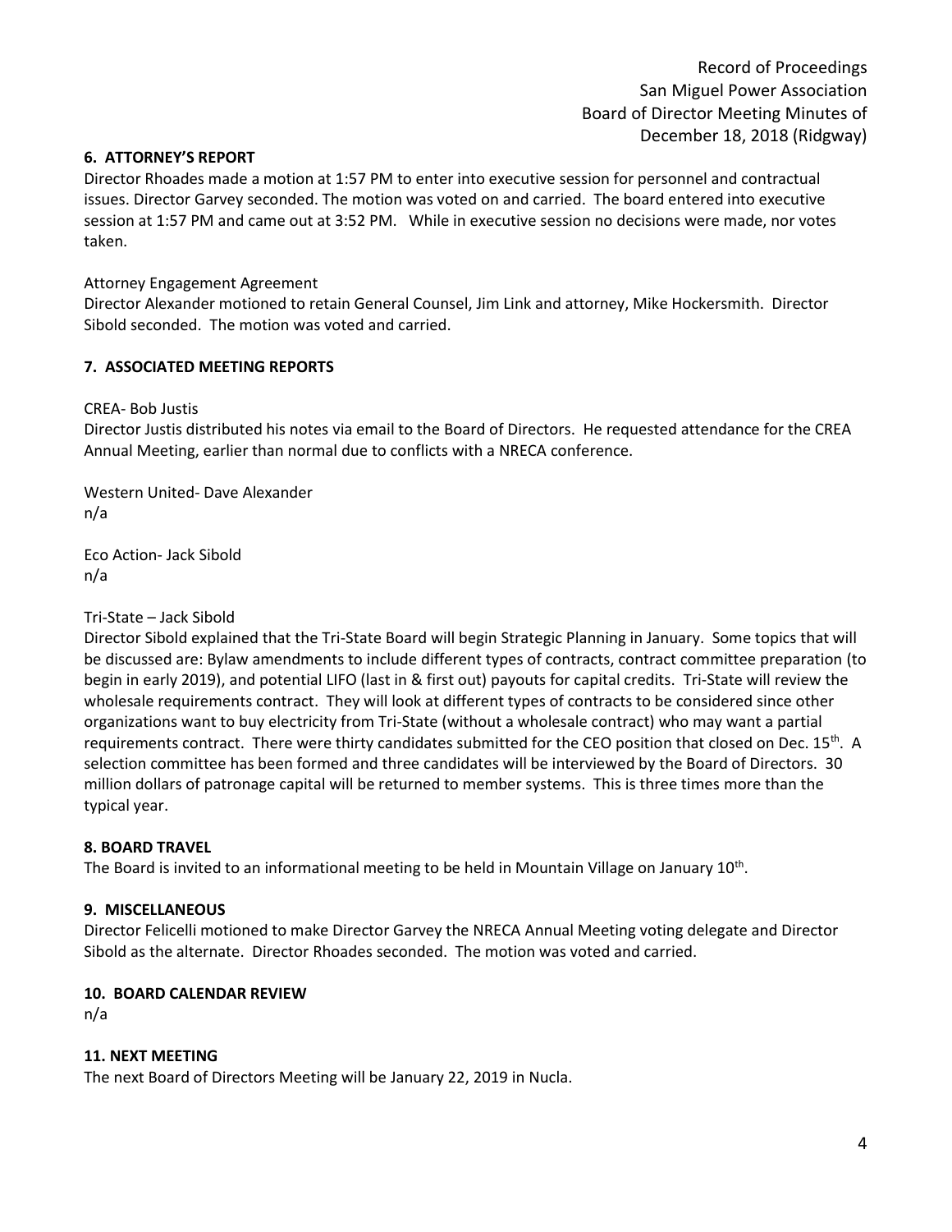## 6. ATTORNEY'S REPORT

Director Rhoades made a motion at 1:57 PM to enter into executive session for personnel and contractual issues. Director Garvey seconded. The motion was voted on and carried. The board entered into executive session at 1:57 PM and came out at 3:52 PM. While in executive session no decisions were made, nor votes taken.

Attorney Engagement Agreement

Director Alexander motioned to retain General Counsel, Jim Link and attorney, Mike Hockersmith. Director Sibold seconded. The motion was voted and carried.

## 7. ASSOCIATED MEETING REPORTS

CREA- Bob Justis

Director Justis distributed his notes via email to the Board of Directors. He requested attendance for the CREA Annual Meeting, earlier than normal due to conflicts with a NRECA conference.

Western United- Dave Alexander

n/a

Eco Action- Jack Sibold

n/a

Tri-State – Jack Sibold

Director Sibold explained that the Tri-State Board will begin Strategic Planning in January. Some topics that will be discussed are: Bylaw amendments to include different types of contracts, contract committee preparation (to begin in early 2019), and potential LIFO (last in & first out) payouts for capital credits. Tri-State will review the wholesale requirements contract. They will look at different types of contracts to be considered since other organizations want to buy electricity from Tri-State (without a wholesale contract) who may want a partial requirements contract. There were thirty candidates submitted for the CEO position that closed on Dec. 15th. A selection committee has been formed and three candidates will be interviewed by the Board of Directors. 30 million dollars of patronage capital will be returned to member systems. This is three times more than the typical year.

## 8. BOARD TRAVEL

The Board is invited to an informational meeting to be held in Mountain Village on January 10th.

## 9. MISCELLANEOUS

Director Felicelli motioned to make Director Garvey the NRECA Annual Meeting voting delegate and Director Sibold as the alternate. Director Rhoades seconded. The motion was voted and carried.

## 10. BOARD CALENDAR REVIEW

n/a

## 11. NEXT MEETING

The next Board of Directors Meeting will be January 22, 2019 in Nucla.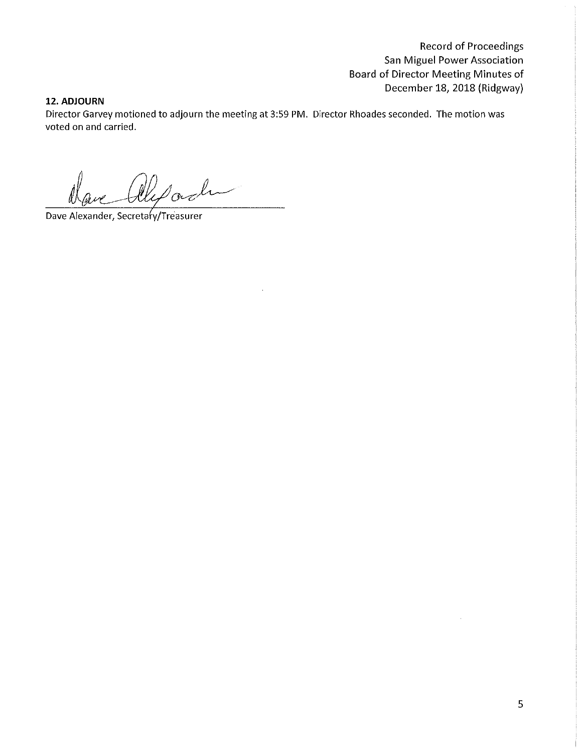## 12. ADJOURN

Director Garvey motioned to adjourn the meeting at 3:59 PM. Director Rhoades seconded. The motion was voted on and carried.

Dave Alexander, Secretary/Treasurer